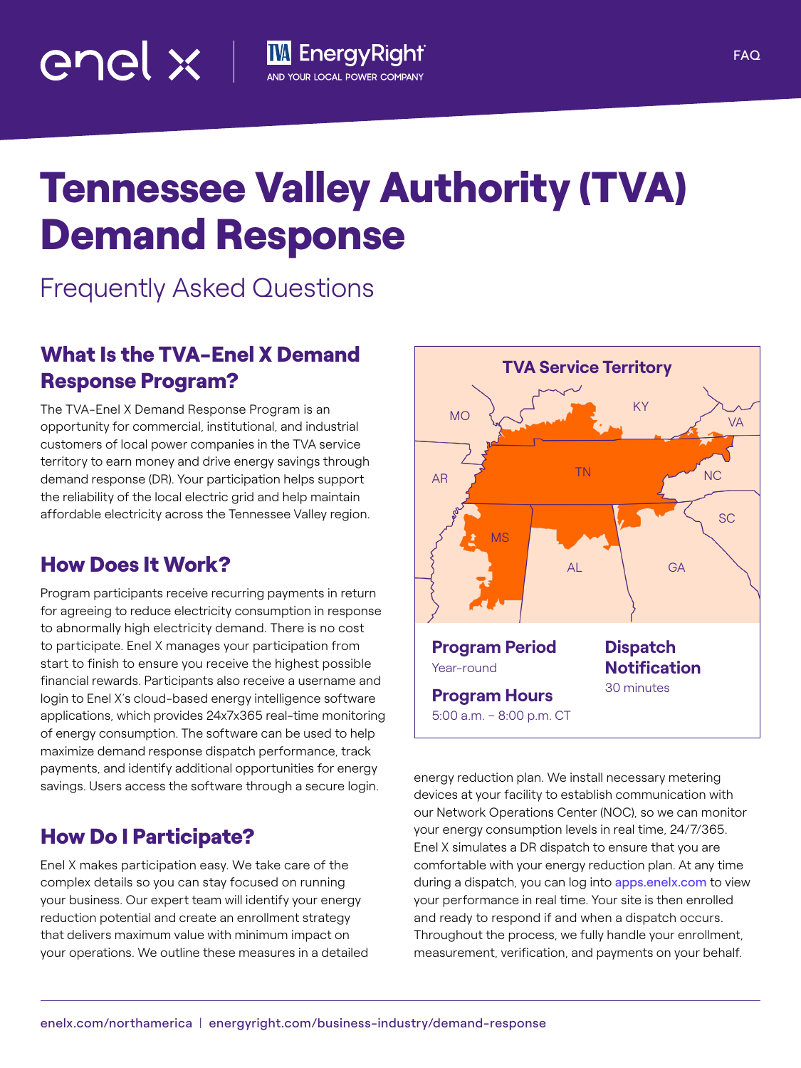enel x | TVA EnergyRight AND YOUR LOCAL POWER COMPANY

FAQ

# Tennessee Valley Authority (TVA) Demand Response

## Frequently Asked Questions

### What Is the TVA-Enel X Demand Response Program?

The TVA-Enel X Demand Response Program is an opportunity for commercial, institutional, and industrial customers of local power companies in the TVA service territory to earn money and drive energy savings through demand response (DR). Your participation helps support the reliability of the local electric grid and help maintain affordable electricity across the Tennessee Valley region.

### How Does It Work?

Program participants receive recurring payments in return for agreeing to reduce electricity consumption in response to abnormally high electricity demand. There is no cost to participate. Enel X manages your participation from start to finish to ensure you receive the highest possible financial rewards. Participants also receive a username and login to Enel X's cloud-based energy intelligence software applications, which provides 24x7x365 real-time monitoring of energy consumption. The software can be used to help maximize demand response dispatch performance, track payments, and identify additional opportunities for energy savings. Users access the software through a secure login.

### How Do I Participate?

Enel X makes participation easy. We take care of the complex details so you can stay focused on running your business. Our expert team will identify your energy reduction potential and create an enrollment strategy that delivers maximum value with minimum impact on your operations. We outline these measures in a detailed energy reduction plan. We install necessary metering devices at your facility to establish communication with our Network Operations Center (NOC), so we can monitor your energy consumption levels in real time, 24/7/365. Enel X simulates a DR dispatch to ensure that you are comfortable with your energy reduction plan. At any time during a dispatch, you can log into apps.enelx.com to view your performance in real time. Your site is then enrolled and ready to respond if and when a dispatch occurs. Throughout the process, we fully handle your enrollment, measurement, verification, and payments on your behalf.

**TVA Service Territory**

MO, KY, VA, AR, TN, NC, SC, MS, AL, GA

**Program Period**
Year-round

**Program Hours**
5:00 a.m. – 8:00 p.m. CT

**Dispatch Notification**
30 minutes

enelx.com/northamerica | energyright.com/business-industry/demand-response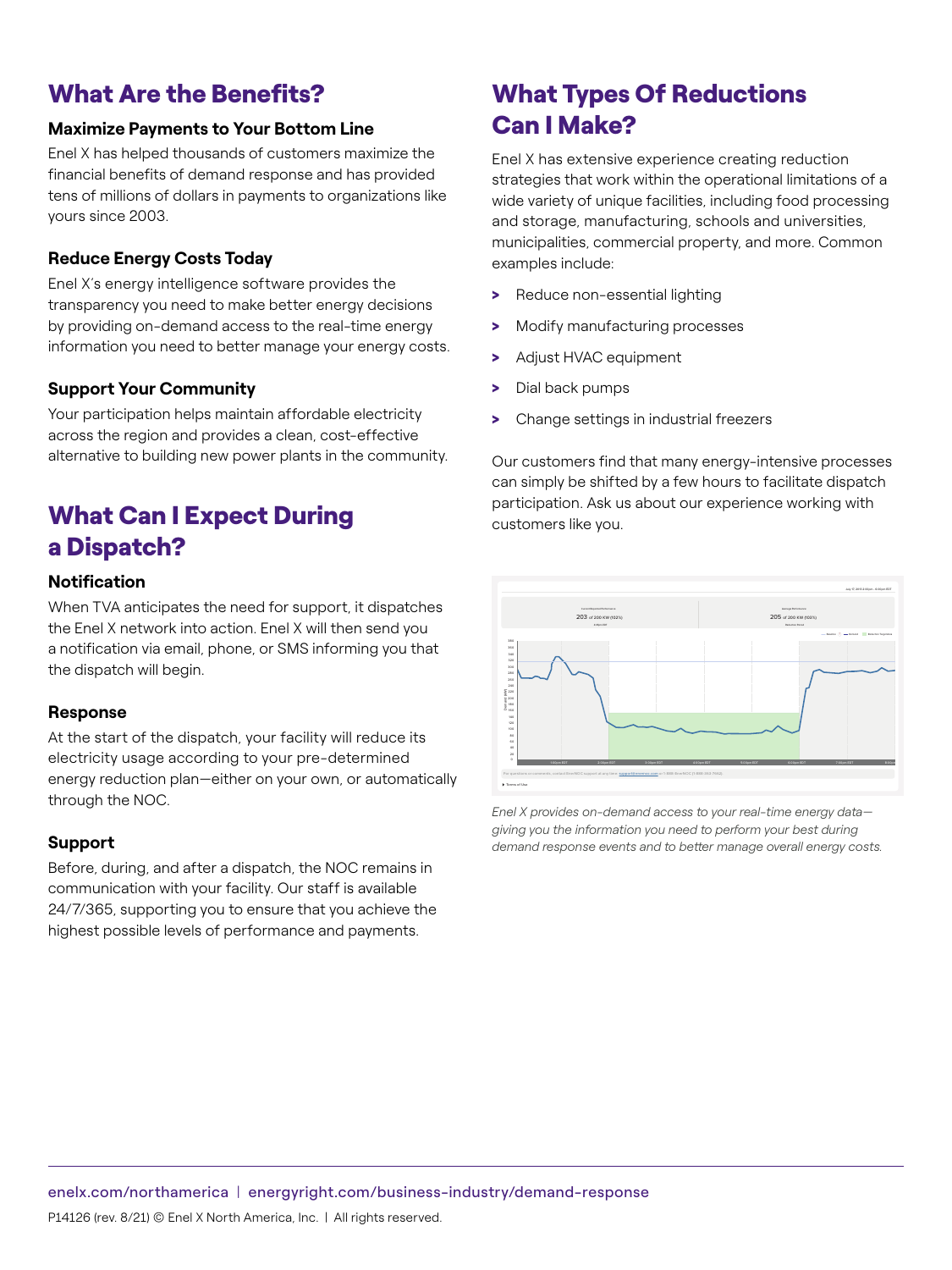## What Are the Benefits?

### Maximize Payments to Your Bottom Line

Enel X has helped thousands of customers maximize the financial benefits of demand response and has provided tens of millions of dollars in payments to organizations like yours since 2003.

### Reduce Energy Costs Today

Enel X's energy intelligence software provides the transparency you need to make better energy decisions by providing on-demand access to the real-time energy information you need to better manage your energy costs.

### Support Your Community

Your participation helps maintain affordable electricity across the region and provides a clean, cost-effective alternative to building new power plants in the community.

## What Can I Expect During a Dispatch?

### Notification

When TVA anticipates the need for support, it dispatches the Enel X network into action. Enel X will then send you a notification via email, phone, or SMS informing you that the dispatch will begin.

### Response

At the start of the dispatch, your facility will reduce its electricity usage according to your pre-determined energy reduction plan—either on your own, or automatically through the NOC.

### Support

Before, during, and after a dispatch, the NOC remains in communication with your facility. Our staff is available 24/7/365, supporting you to ensure that you achieve the highest possible levels of performance and payments.

## What Types Of Reductions Can I Make?

Enel X has extensive experience creating reduction strategies that work within the operational limitations of a wide variety of unique facilities, including food processing and storage, manufacturing, schools and universities, municipalities, commercial property, and more. Common examples include:

- Reduce non-essential lighting
- Modify manufacturing processes
- Adjust HVAC equipment
- Dial back pumps
- Change settings in industrial freezers

Our customers find that many energy-intensive processes can simply be shifted by a few hours to facilitate dispatch participation. Ask us about our experience working with customers like you.

203 of 200 KW (102%)

205 of 200 KW (103%)

*Enel X provides on-demand access to your real-time energy data—giving you the information you need to perform your best during demand response events and to better manage overall energy costs.*

enelx.com/northamerica | energyright.com/business-industry/demand-response

P14126 (rev. 8/21) © Enel X North America, Inc. | All rights reserved.